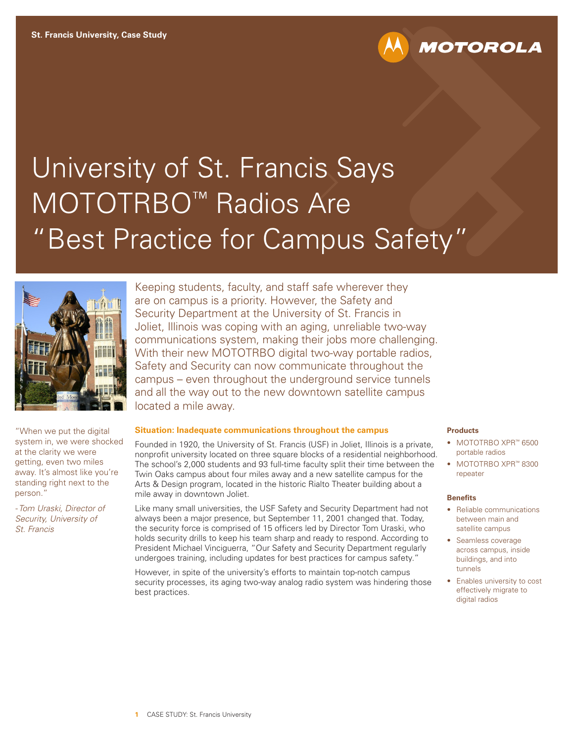St. Francis University, Case Study

MOTOROLA

# University of St. Francis Says MOTOTRBO™ Radios Are "Best Practice for Campus Safety"

Keeping students, faculty, and staff safe wherever they are on campus is a priority. However, the Safety and Security Department at the University of St. Francis in Joliet, Illinois was coping with an aging, unreliable two-way communications system, making their jobs more challenging. With their new MOTOTRBO digital two-way portable radios, Safety and Security can now communicate throughout the campus – even throughout the underground service tunnels and all the way out to the new downtown satellite campus located a mile away.

"When we put the digital system in, we were shocked at the clarity we were getting, even two miles away. It's almost like you're standing right next to the person."

*-Tom Uraski, Director of Security, University of St. Francis*

## Situation: Inadequate communications throughout the campus

Founded in 1920, the University of St. Francis (USF) in Joliet, Illinois is a private, nonprofit university located on three square blocks of a residential neighborhood. The school's 2,000 students and 93 full-time faculty split their time between the Twin Oaks campus about four miles away and a new satellite campus for the Arts & Design program, located in the historic Rialto Theater building about a mile away in downtown Joliet.

Like many small universities, the USF Safety and Security Department had not always been a major presence, but September 11, 2001 changed that. Today, the security force is comprised of 15 officers led by Director Tom Uraski, who holds security drills to keep his team sharp and ready to respond. According to President Michael Vinciguerra, "Our Safety and Security Department regularly undergoes training, including updates for best practices for campus safety."

However, in spite of the university's efforts to maintain top-notch campus security processes, its aging two-way analog radio system was hindering those best practices.

### Products

- MOTOTRBO XPR™ 6500 portable radios
- MOTOTRBO XPR™ 8300 repeater

### Benefits

- Reliable communications between main and satellite campus
- Seamless coverage across campus, inside buildings, and into tunnels
- Enables university to cost effectively migrate to digital radios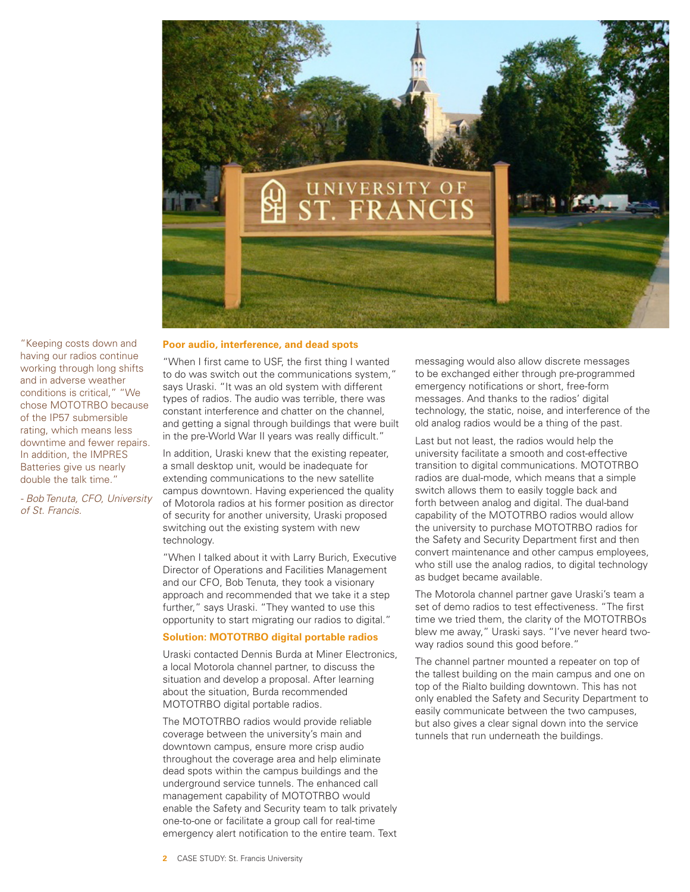"Keeping costs down and having our radios continue working through long shifts and in adverse weather conditions is critical," "We chose MOTOTRBO because of the IP57 submersible rating, which means less downtime and fewer repairs. In addition, the IMPRES Batteries give us nearly double the talk time."

*- Bob Tenuta, CFO, University of St. Francis.*

### Poor audio, interference, and dead spots

"When I first came to USF, the first thing I wanted to do was switch out the communications system," says Uraski. "It was an old system with different types of radios. The audio was terrible, there was constant interference and chatter on the channel, and getting a signal through buildings that were built in the pre-World War II years was really difficult."

In addition, Uraski knew that the existing repeater, a small desktop unit, would be inadequate for extending communications to the new satellite campus downtown. Having experienced the quality of Motorola radios at his former position as director of security for another university, Uraski proposed switching out the existing system with new technology.

"When I talked about it with Larry Burich, Executive Director of Operations and Facilities Management and our CFO, Bob Tenuta, they took a visionary approach and recommended that we take it a step further," says Uraski. "They wanted to use this opportunity to start migrating our radios to digital."

### Solution: MOTOTRBO digital portable radios

Uraski contacted Dennis Burda at Miner Electronics, a local Motorola channel partner, to discuss the situation and develop a proposal. After learning about the situation, Burda recommended MOTOTRBO digital portable radios.

The MOTOTRBO radios would provide reliable coverage between the university's main and downtown campus, ensure more crisp audio throughout the coverage area and help eliminate dead spots within the campus buildings and the underground service tunnels. The enhanced call management capability of MOTOTRBO would enable the Safety and Security team to talk privately one-to-one or facilitate a group call for real-time emergency alert notification to the entire team. Text messaging would also allow discrete messages to be exchanged either through pre-programmed emergency notifications or short, free-form messages. And thanks to the radios' digital technology, the static, noise, and interference of the old analog radios would be a thing of the past.

Last but not least, the radios would help the university facilitate a smooth and cost-effective transition to digital communications. MOTOTRBO radios are dual-mode, which means that a simple switch allows them to easily toggle back and forth between analog and digital. The dual-band capability of the MOTOTRBO radios would allow the university to purchase MOTOTRBO radios for the Safety and Security Department first and then convert maintenance and other campus employees, who still use the analog radios, to digital technology as budget became available.

The Motorola channel partner gave Uraski's team a set of demo radios to test effectiveness. "The first time we tried them, the clarity of the MOTOTRBOs blew me away," Uraski says. "I've never heard two-way radios sound this good before."

The channel partner mounted a repeater on top of the tallest building on the main campus and one on top of the Rialto building downtown. This has not only enabled the Safety and Security Department to easily communicate between the two campuses, but also gives a clear signal down into the service tunnels that run underneath the buildings.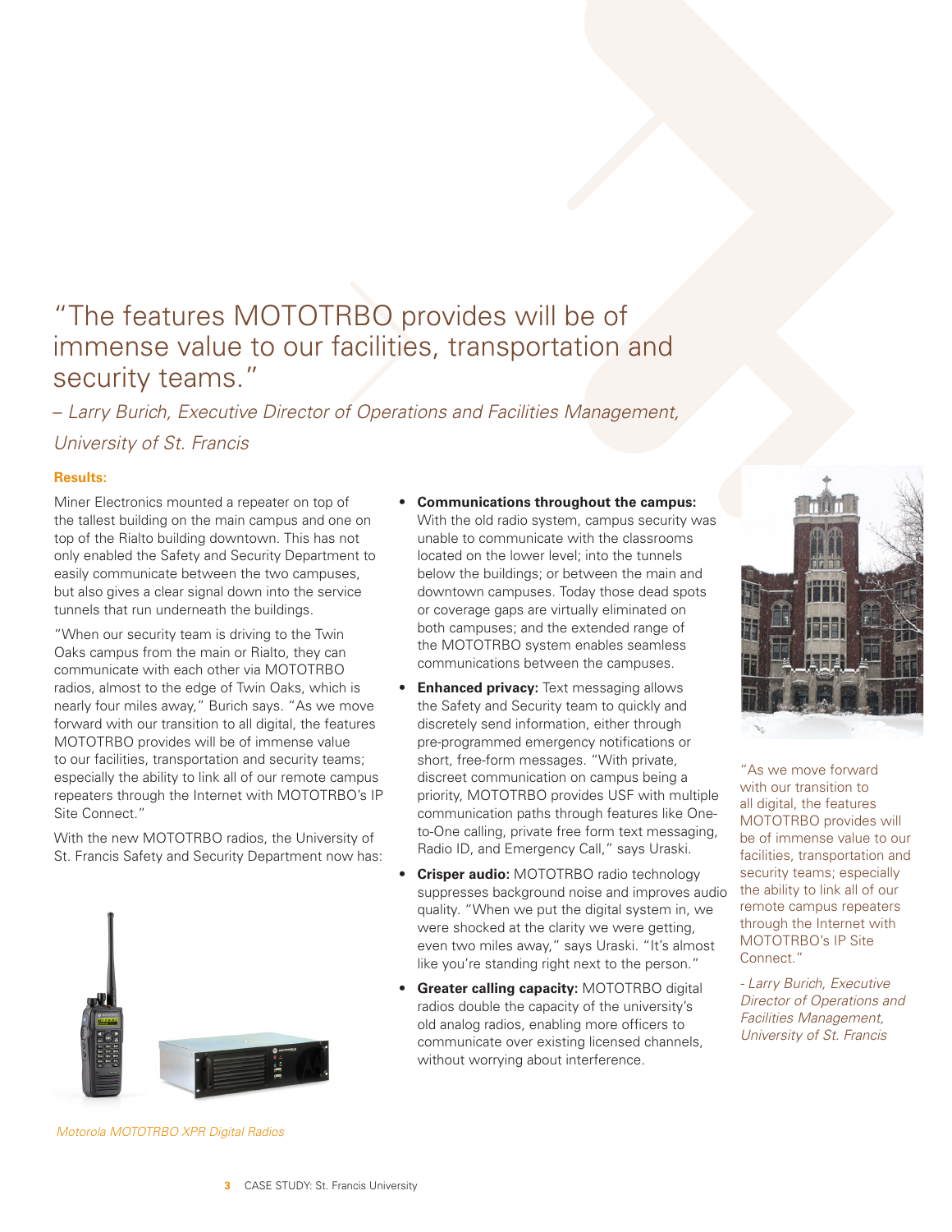"The features MOTOTRBO provides will be of immense value to our facilities, transportation and security teams."

*– Larry Burich, Executive Director of Operations and Facilities Management, University of St. Francis*

**Results:**

Miner Electronics mounted a repeater on top of the tallest building on the main campus and one on top of the Rialto building downtown. This has not only enabled the Safety and Security Department to easily communicate between the two campuses, but also gives a clear signal down into the service tunnels that run underneath the buildings.

"When our security team is driving to the Twin Oaks campus from the main or Rialto, they can communicate with each other via MOTOTRBO radios, almost to the edge of Twin Oaks, which is nearly four miles away," Burich says. "As we move forward with our transition to all digital, the features MOTOTRBO provides will be of immense value to our facilities, transportation and security teams; especially the ability to link all of our remote campus repeaters through the Internet with MOTOTRBO's IP Site Connect."

With the new MOTOTRBO radios, the University of St. Francis Safety and Security Department now has:

*Motorola MOTOTRBO XPR Digital Radios*

- **Communications throughout the campus:** With the old radio system, campus security was unable to communicate with the classrooms located on the lower level; into the tunnels below the buildings; or between the main and downtown campuses. Today those dead spots or coverage gaps are virtually eliminated on both campuses; and the extended range of the MOTOTRBO system enables seamless communications between the campuses.
- **Enhanced privacy:** Text messaging allows the Safety and Security team to quickly and discretely send information, either through pre-programmed emergency notifications or short, free-form messages. "With private, discreet communication on campus being a priority, MOTOTRBO provides USF with multiple communication paths through features like One-to-One calling, private free form text messaging, Radio ID, and Emergency Call," says Uraski.
- **Crisper audio:** MOTOTRBO radio technology suppresses background noise and improves audio quality. "When we put the digital system in, we were shocked at the clarity we were getting, even two miles away," says Uraski. "It's almost like you're standing right next to the person."
- **Greater calling capacity:** MOTOTRBO digital radios double the capacity of the university's old analog radios, enabling more officers to communicate over existing licensed channels, without worrying about interference.

"As we move forward with our transition to all digital, the features MOTOTRBO provides will be of immense value to our facilities, transportation and security teams; especially the ability to link all of our remote campus repeaters through the Internet with MOTOTRBO's IP Site Connect."

*- Larry Burich, Executive Director of Operations and Facilities Management, University of St. Francis*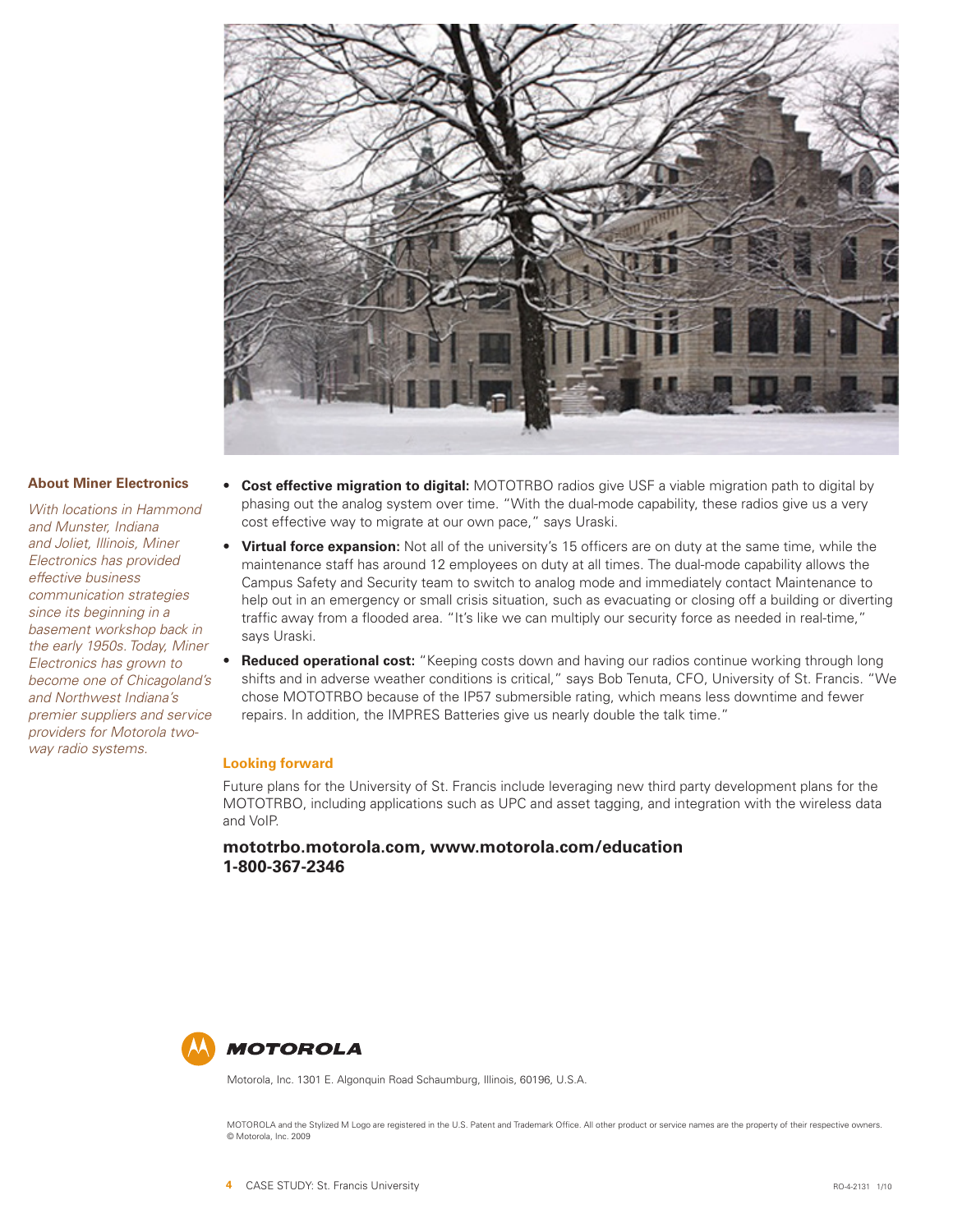### About Miner Electronics

*With locations in Hammond and Munster, Indiana and Joliet, Illinois, Miner Electronics has provided effective business communication strategies since its beginning in a basement workshop back in the early 1950s. Today, Miner Electronics has grown to become one of Chicagoland's and Northwest Indiana's premier suppliers and service providers for Motorola two-way radio systems.*

- **Cost effective migration to digital:** MOTOTRBO radios give USF a viable migration path to digital by phasing out the analog system over time. "With the dual-mode capability, these radios give us a very cost effective way to migrate at our own pace," says Uraski.
- **Virtual force expansion:** Not all of the university's 15 officers are on duty at the same time, while the maintenance staff has around 12 employees on duty at all times. The dual-mode capability allows the Campus Safety and Security team to switch to analog mode and immediately contact Maintenance to help out in an emergency or small crisis situation, such as evacuating or closing off a building or diverting traffic away from a flooded area. "It's like we can multiply our security force as needed in real-time," says Uraski.
- **Reduced operational cost:** "Keeping costs down and having our radios continue working through long shifts and in adverse weather conditions is critical," says Bob Tenuta, CFO, University of St. Francis. "We chose MOTOTRBO because of the IP57 submersible rating, which means less downtime and fewer repairs. In addition, the IMPRES Batteries give us nearly double the talk time."

### Looking forward

Future plans for the University of St. Francis include leveraging new third party development plans for the MOTOTRBO, including applications such as UPC and asset tagging, and integration with the wireless data and VoIP.

**mototrbo.motorola.com, www.motorola.com/education**
**1-800-367-2346**

**MOTOROLA**

Motorola, Inc. 1301 E. Algonquin Road Schaumburg, Illinois, 60196, U.S.A.

MOTOROLA and the Stylized M Logo are registered in the U.S. Patent and Trademark Office. All other product or service names are the property of their respective owners. © Motorola, Inc. 2009

RO-4-2131 1/10